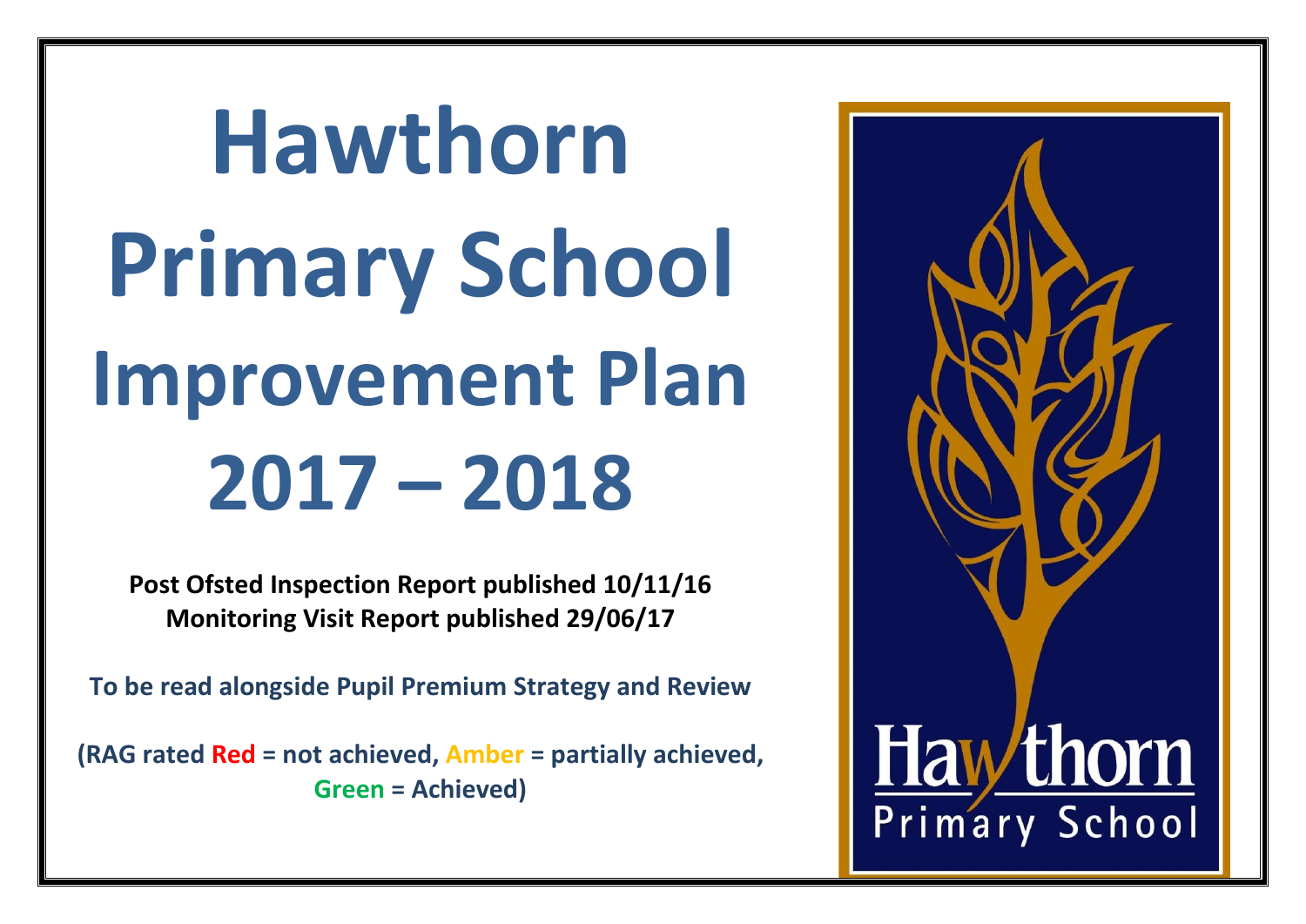# Hawthorn Primary School Improvement Plan 2017 – 2018

**Post Ofsted Inspection Report published 10/11/16**
**Monitoring Visit Report published 29/06/17**

**To be read alongside Pupil Premium Strategy and Review**

**(RAG rated Red = not achieved, Amber = partially achieved, Green = Achieved)**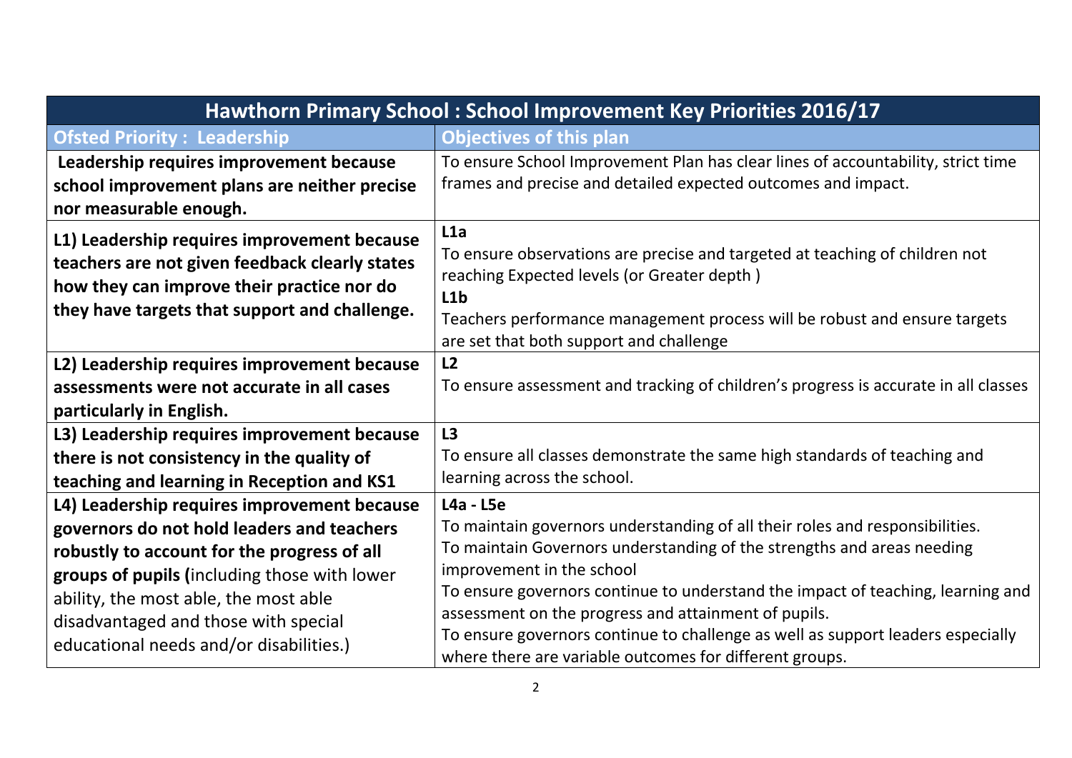| Hawthorn Primary School : School Improvement Key Priorities 2016/17 | |
|---|---|
| **Ofsted Priority : Leadership** | **Objectives of this plan** |
| **Leadership requires improvement because school improvement plans are neither precise nor measurable enough.** | To ensure School Improvement Plan has clear lines of accountability, strict time frames and precise and detailed expected outcomes and impact. |
| **L1) Leadership requires improvement because teachers are not given feedback clearly states how they can improve their practice nor do they have targets that support and challenge.** | **L1a**<br>To ensure observations are precise and targeted at teaching of children not reaching Expected levels (or Greater depth )<br>**L1b**<br>Teachers performance management process will be robust and ensure targets are set that both support and challenge |
| **L2) Leadership requires improvement because assessments were not accurate in all cases particularly in English.** | **L2**<br>To ensure assessment and tracking of children's progress is accurate in all classes |
| **L3) Leadership requires improvement because there is not consistency in the quality of teaching and learning in Reception and KS1** | **L3**<br>To ensure all classes demonstrate the same high standards of teaching and learning across the school. |
| **L4) Leadership requires improvement because governors do not hold leaders and teachers robustly to account for the progress of all groups of pupils (**including those with lower ability, the most able, the most able disadvantaged and those with special educational needs and/or disabilities.) | **L4a - L5e**<br>To maintain governors understanding of all their roles and responsibilities.<br>To maintain Governors understanding of the strengths and areas needing improvement in the school<br>To ensure governors continue to understand the impact of teaching, learning and assessment on the progress and attainment of pupils.<br>To ensure governors continue to challenge as well as support leaders especially where there are variable outcomes for different groups. |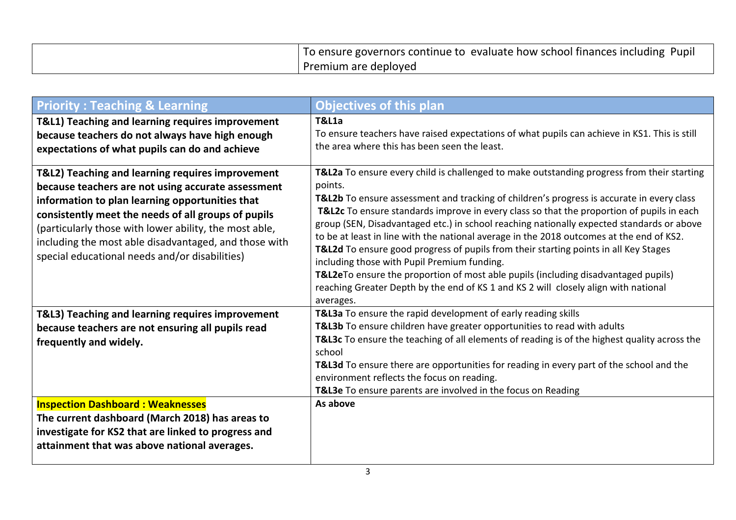| | To ensure governors continue to evaluate how school finances including Pupil Premium are deployed |
|---|---|

| Priority : Teaching & Learning | Objectives of this plan |
|---|---|
| **T&L1) Teaching and learning requires improvement because teachers do not always have high enough expectations of what pupils can do and achieve** | **T&L1a**<br>To ensure teachers have raised expectations of what pupils can achieve in KS1. This is still the area where this has been seen the least. |
| **T&L2) Teaching and learning requires improvement because teachers are not using accurate assessment information to plan learning opportunities that consistently meet the needs of all groups of pupils** (particularly those with lower ability, the most able, including the most able disadvantaged, and those with special educational needs and/or disabilities) | **T&L2a** To ensure every child is challenged to make outstanding progress from their starting points.<br>**T&L2b** To ensure assessment and tracking of children's progress is accurate in every class<br>**T&L2c** To ensure standards improve in every class so that the proportion of pupils in each group (SEN, Disadvantaged etc.) in school reaching nationally expected standards or above to be at least in line with the national average in the 2018 outcomes at the end of KS2.<br>**T&L2d** To ensure good progress of pupils from their starting points in all Key Stages including those with Pupil Premium funding.<br>**T&L2e**To ensure the proportion of most able pupils (including disadvantaged pupils) reaching Greater Depth by the end of KS 1 and KS 2 will closely align with national averages. |
| **T&L3) Teaching and learning requires improvement because teachers are not ensuring all pupils read frequently and widely.** | **T&L3a** To ensure the rapid development of early reading skills<br>**T&L3b** To ensure children have greater opportunities to read with adults<br>**T&L3c** To ensure the teaching of all elements of reading is of the highest quality across the school<br>**T&L3d** To ensure there are opportunities for reading in every part of the school and the environment reflects the focus on reading.<br>**T&L3e** To ensure parents are involved in the focus on Reading |
| **Inspection Dashboard : Weaknesses**<br>**The current dashboard (March 2018) has areas to investigate for KS2 that are linked to progress and attainment that was above national averages.** | **As above** |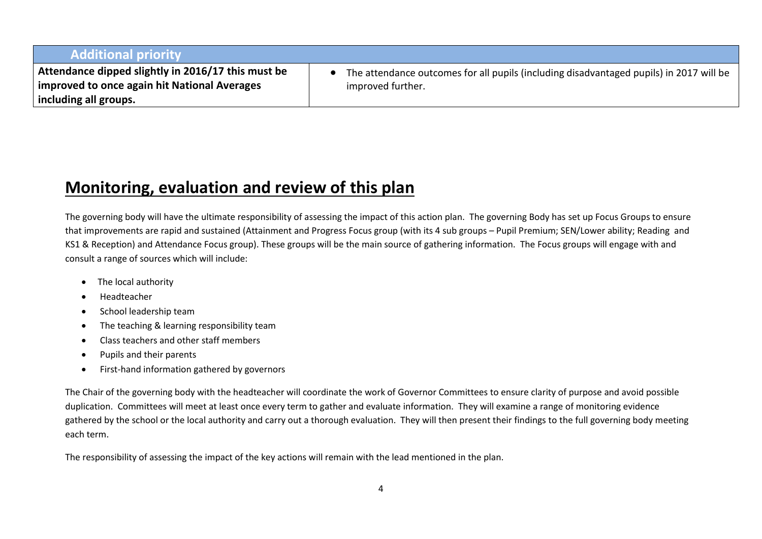| Additional priority | |
|---|---|
| **Attendance dipped slightly in 2016/17 this must be improved to once again hit National Averages including all groups.** | • The attendance outcomes for all pupils (including disadvantaged pupils) in 2017 will be improved further. |

## **Monitoring, evaluation and review of this plan**

The governing body will have the ultimate responsibility of assessing the impact of this action plan. The governing Body has set up Focus Groups to ensure that improvements are rapid and sustained (Attainment and Progress Focus group (with its 4 sub groups – Pupil Premium; SEN/Lower ability; Reading and KS1 & Reception) and Attendance Focus group). These groups will be the main source of gathering information. The Focus groups will engage with and consult a range of sources which will include:

- The local authority
- Headteacher
- School leadership team
- The teaching & learning responsibility team
- Class teachers and other staff members
- Pupils and their parents
- First-hand information gathered by governors

The Chair of the governing body with the headteacher will coordinate the work of Governor Committees to ensure clarity of purpose and avoid possible duplication. Committees will meet at least once every term to gather and evaluate information. They will examine a range of monitoring evidence gathered by the school or the local authority and carry out a thorough evaluation. They will then present their findings to the full governing body meeting each term.

The responsibility of assessing the impact of the key actions will remain with the lead mentioned in the plan.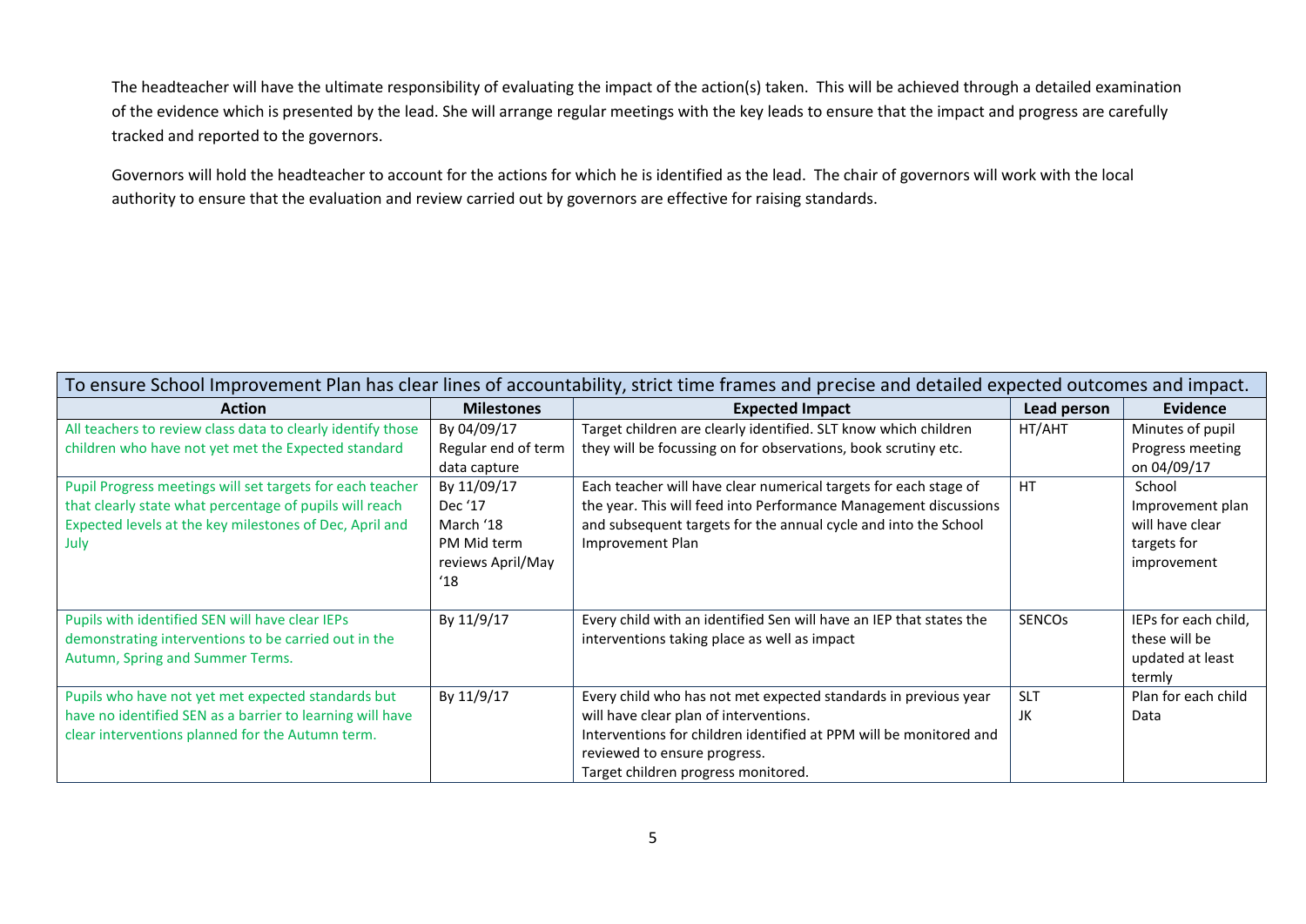The headteacher will have the ultimate responsibility of evaluating the impact of the action(s) taken. This will be achieved through a detailed examination of the evidence which is presented by the lead. She will arrange regular meetings with the key leads to ensure that the impact and progress are carefully tracked and reported to the governors.

Governors will hold the headteacher to account for the actions for which he is identified as the lead. The chair of governors will work with the local authority to ensure that the evaluation and review carried out by governors are effective for raising standards.

| To ensure School Improvement Plan has clear lines of accountability, strict time frames and precise and detailed expected outcomes and impact. | | | | |
|---|---|---|---|---|
| **Action** | **Milestones** | **Expected Impact** | **Lead person** | **Evidence** |
| All teachers to review class data to clearly identify those children who have not yet met the Expected standard | By 04/09/17<br>Regular end of term data capture | Target children are clearly identified. SLT know which children they will be focussing on for observations, book scrutiny etc. | HT/AHT | Minutes of pupil Progress meeting on 04/09/17 |
| Pupil Progress meetings will set targets for each teacher that clearly state what percentage of pupils will reach Expected levels at the key milestones of Dec, April and July | By 11/09/17<br>Dec '17<br>March '18<br>PM Mid term reviews April/May '18 | Each teacher will have clear numerical targets for each stage of the year. This will feed into Performance Management discussions and subsequent targets for the annual cycle and into the School Improvement Plan | HT | School Improvement plan will have clear targets for improvement |
| Pupils with identified SEN will have clear IEPs demonstrating interventions to be carried out in the Autumn, Spring and Summer Terms. | By 11/9/17 | Every child with an identified Sen will have an IEP that states the interventions taking place as well as impact | SENCOs | IEPs for each child, these will be updated at least termly |
| Pupils who have not yet met expected standards but have no identified SEN as a barrier to learning will have clear interventions planned for the Autumn term. | By 11/9/17 | Every child who has not met expected standards in previous year will have clear plan of interventions.<br>Interventions for children identified at PPM will be monitored and reviewed to ensure progress.<br>Target children progress monitored. | SLT<br>JK | Plan for each child<br>Data |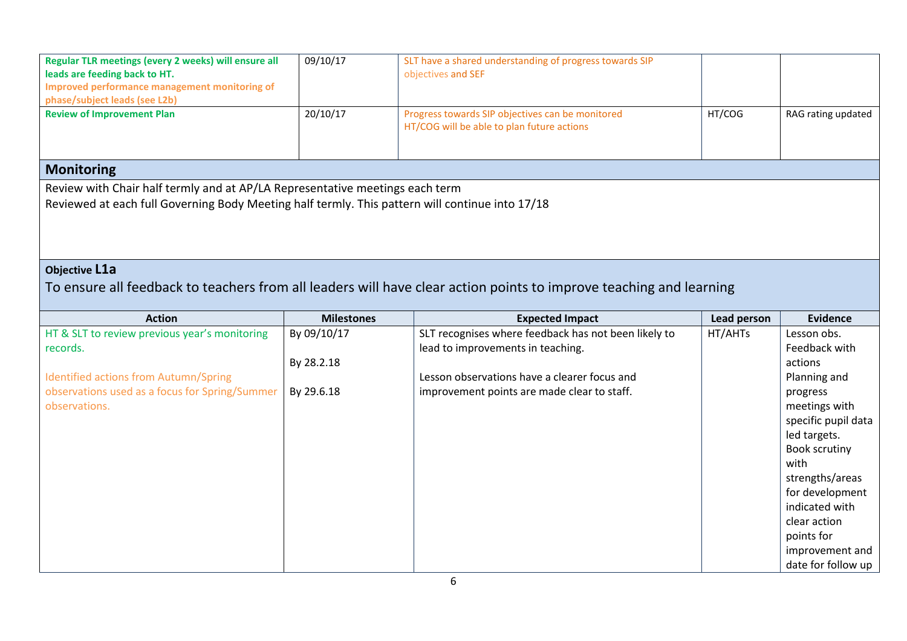| | | | | |
|---|---|---|---|---|
| **Regular TLR meetings (every 2 weeks) will ensure all leads are feeding back to HT.** **Improved performance management monitoring of phase/subject leads (see L2b)** | 09/10/17 | SLT have a shared understanding of progress towards SIP objectives and SEF | | |
| **Review of Improvement Plan** | 20/10/17 | Progress towards SIP objectives can be monitored HT/COG will be able to plan future actions | HT/COG | RAG rating updated |

## Monitoring

Review with Chair half termly and at AP/LA Representative meetings each term
Reviewed at each full Governing Body Meeting half termly. This pattern will continue into 17/18

## Objective L1a

To ensure all feedback to teachers from all leaders will have clear action points to improve teaching and learning

| Action | Milestones | Expected Impact | Lead person | Evidence |
|---|---|---|---|---|
| HT & SLT to review previous year's monitoring records.<br><br>Identified actions from Autumn/Spring observations used as a focus for Spring/Summer observations. | By 09/10/17<br><br>By 28.2.18<br><br>By 29.6.18 | SLT recognises where feedback has not been likely to lead to improvements in teaching.<br><br>Lesson observations have a clearer focus and improvement points are made clear to staff. | HT/AHTs | Lesson obs. Feedback with actions<br>Planning and progress meetings with specific pupil data led targets.<br>Book scrutiny with strengths/areas for development indicated with clear action points for improvement and date for follow up |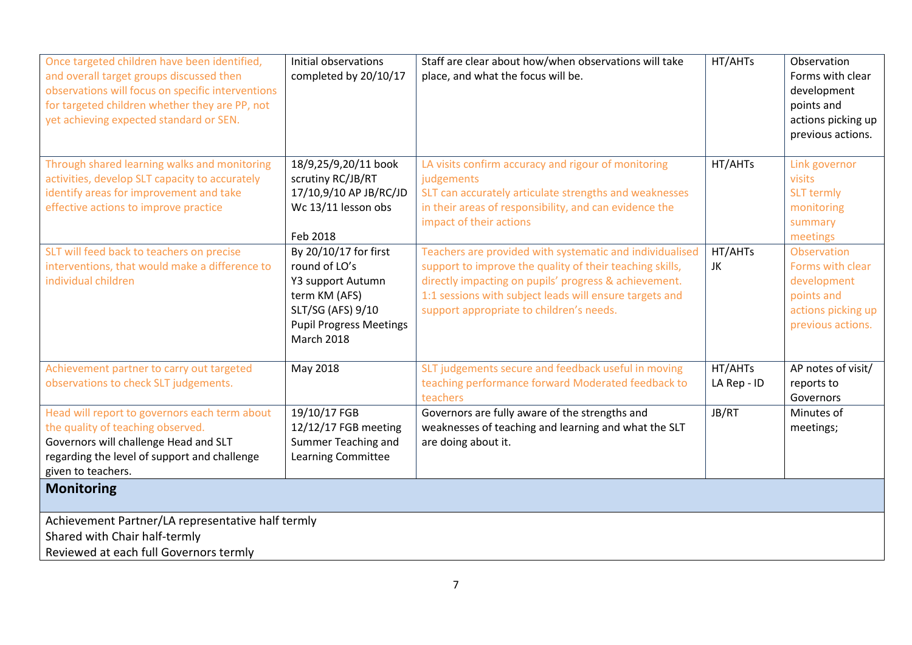| | | | | |
|---|---|---|---|---|
| Once targeted children have been identified, and overall target groups discussed then observations will focus on specific interventions for targeted children whether they are PP, not yet achieving expected standard or SEN. | Initial observations completed by 20/10/17 | Staff are clear about how/when observations will take place, and what the focus will be. | HT/AHTs | Observation Forms with clear development points and actions picking up previous actions. |
| Through shared learning walks and monitoring activities, develop SLT capacity to accurately identify areas for improvement and take effective actions to improve practice | 18/9,25/9,20/11 book scrutiny RC/JB/RT<br>17/10,9/10 AP JB/RC/JD<br>Wc 13/11 lesson obs<br><br>Feb 2018 | LA visits confirm accuracy and rigour of monitoring judgements<br>SLT can accurately articulate strengths and weaknesses in their areas of responsibility, and can evidence the impact of their actions | HT/AHTs | Link governor visits<br>SLT termly monitoring summary meetings |
| SLT will feed back to teachers on precise interventions, that would make a difference to individual children | By 20/10/17 for first round of LO's<br>Y3 support Autumn term KM (AFS)<br>SLT/SG (AFS) 9/10<br>Pupil Progress Meetings March 2018 | Teachers are provided with systematic and individualised support to improve the quality of their teaching skills, directly impacting on pupils' progress & achievement.<br>1:1 sessions with subject leads will ensure targets and support appropriate to children's needs. | HT/AHTs<br>JK | Observation Forms with clear development points and actions picking up previous actions. |
| Achievement partner to carry out targeted observations to check SLT judgements. | May 2018 | SLT judgements secure and feedback useful in moving teaching performance forward Moderated feedback to teachers | HT/AHTs<br>LA Rep - ID | AP notes of visit/ reports to Governors |
| Head will report to governors each term about the quality of teaching observed.<br>Governors will challenge Head and SLT regarding the level of support and challenge given to teachers. | 19/10/17 FGB<br>12/12/17 FGB meeting<br>Summer Teaching and Learning Committee | Governors are fully aware of the strengths and weaknesses of teaching and learning and what the SLT are doing about it. | JB/RT | Minutes of meetings; |

**Monitoring**

Achievement Partner/LA representative half termly
Shared with Chair half-termly
Reviewed at each full Governors termly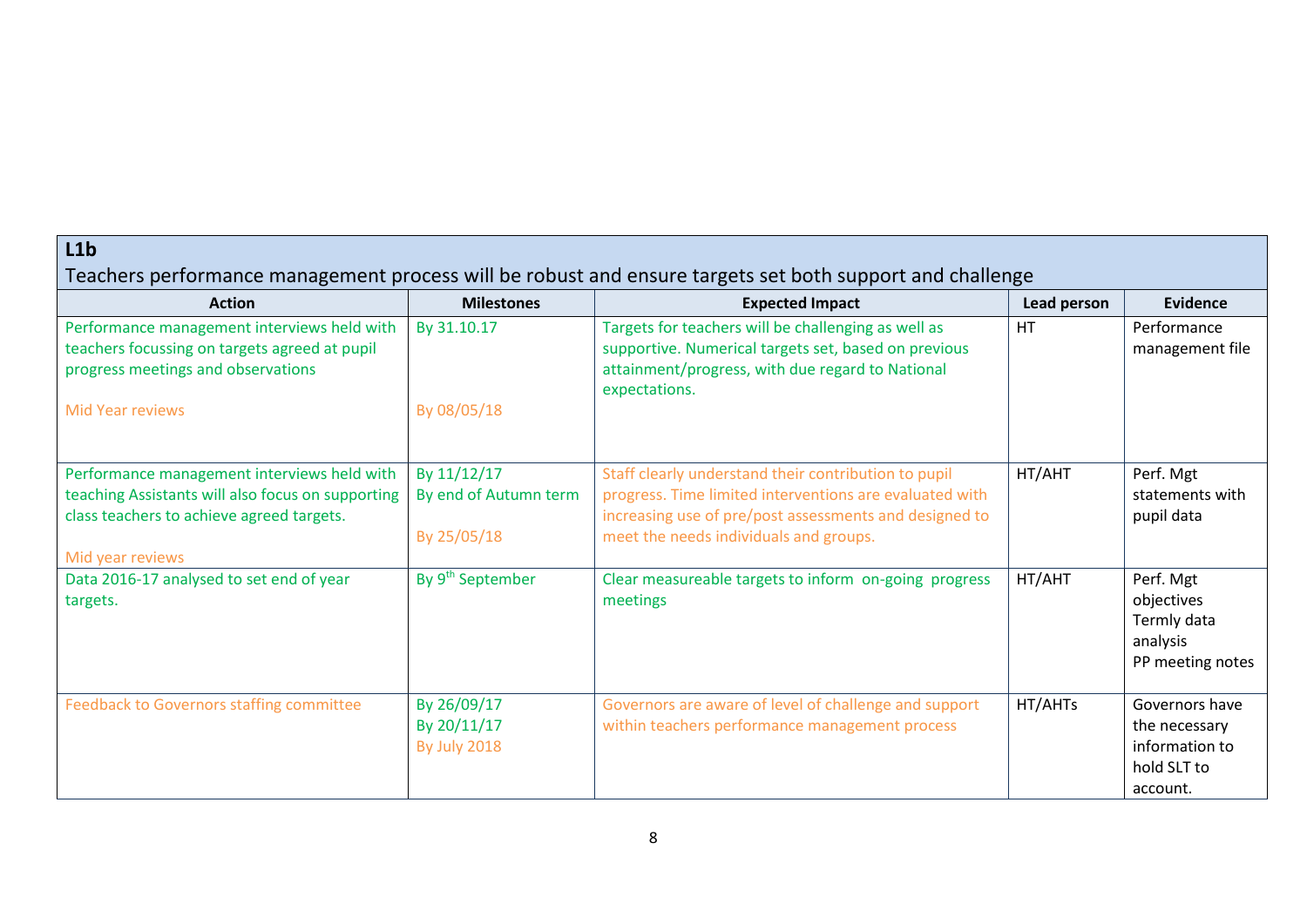**L1b**

Teachers performance management process will be robust and ensure targets set both support and challenge

| Action | Milestones | Expected Impact | Lead person | Evidence |
|---|---|---|---|---|
| Performance management interviews held with teachers focussing on targets agreed at pupil progress meetings and observations<br><br>Mid Year reviews | By 31.10.17<br><br>By 08/05/18 | Targets for teachers will be challenging as well as supportive. Numerical targets set, based on previous attainment/progress, with due regard to National expectations. | HT | Performance management file |
| Performance management interviews held with teaching Assistants will also focus on supporting class teachers to achieve agreed targets.<br><br>Mid year reviews | By 11/12/17<br>By end of Autumn term<br><br>By 25/05/18 | Staff clearly understand their contribution to pupil progress. Time limited interventions are evaluated with increasing use of pre/post assessments and designed to meet the needs individuals and groups. | HT/AHT | Perf. Mgt statements with pupil data |
| Data 2016-17 analysed to set end of year targets. | By 9th September | Clear measureable targets to inform on-going progress meetings | HT/AHT | Perf. Mgt objectives<br>Termly data analysis<br>PP meeting notes |
| Feedback to Governors staffing committee | By 26/09/17<br>By 20/11/17<br>By July 2018 | Governors are aware of level of challenge and support within teachers performance management process | HT/AHTs | Governors have the necessary information to hold SLT to account. |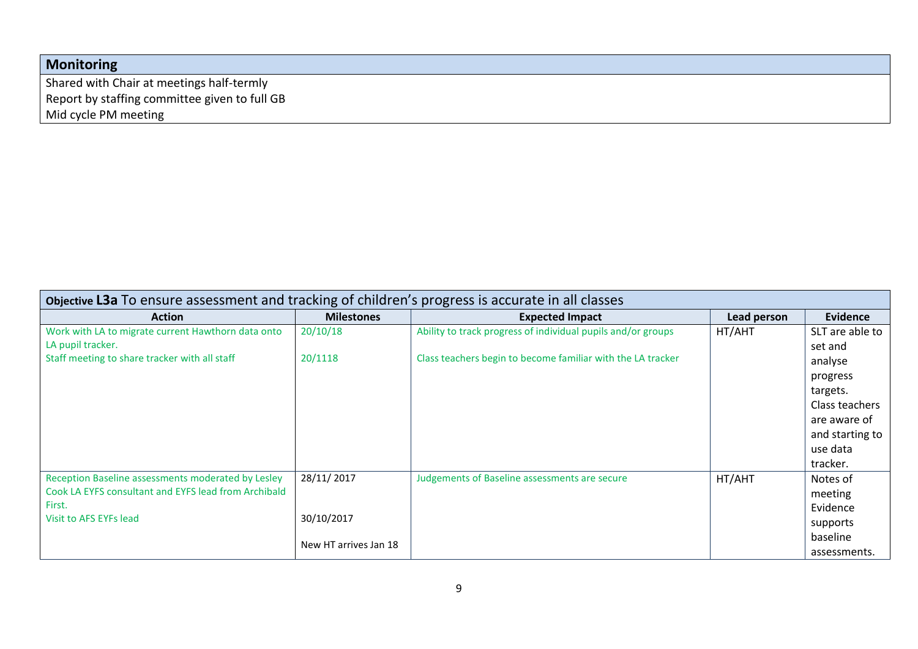| Monitoring |
| --- |
| Shared with Chair at meetings half-termly<br>Report by staffing committee given to full GB<br>Mid cycle PM meeting |

| **Objective L3a** To ensure assessment and tracking of children's progress is accurate in all classes | | | | |
| --- | --- | --- | --- | --- |
| **Action** | **Milestones** | **Expected Impact** | **Lead person** | **Evidence** |
| Work with LA to migrate current Hawthorn data onto LA pupil tracker.<br>Staff meeting to share tracker with all staff | 20/10/18<br><br>20/1118 | Ability to track progress of individual pupils and/or groups<br><br>Class teachers begin to become familiar with the LA tracker | HT/AHT | SLT are able to set and analyse progress targets. Class teachers are aware of and starting to use data tracker. |
| Reception Baseline assessments moderated by Lesley Cook LA EYFS consultant and EYFS lead from Archibald First.<br>Visit to AFS EYFs lead | 28/11/ 2017<br><br>30/10/2017<br><br>New HT arrives Jan 18 | Judgements of Baseline assessments are secure | HT/AHT | Notes of meeting<br>Evidence supports baseline assessments. |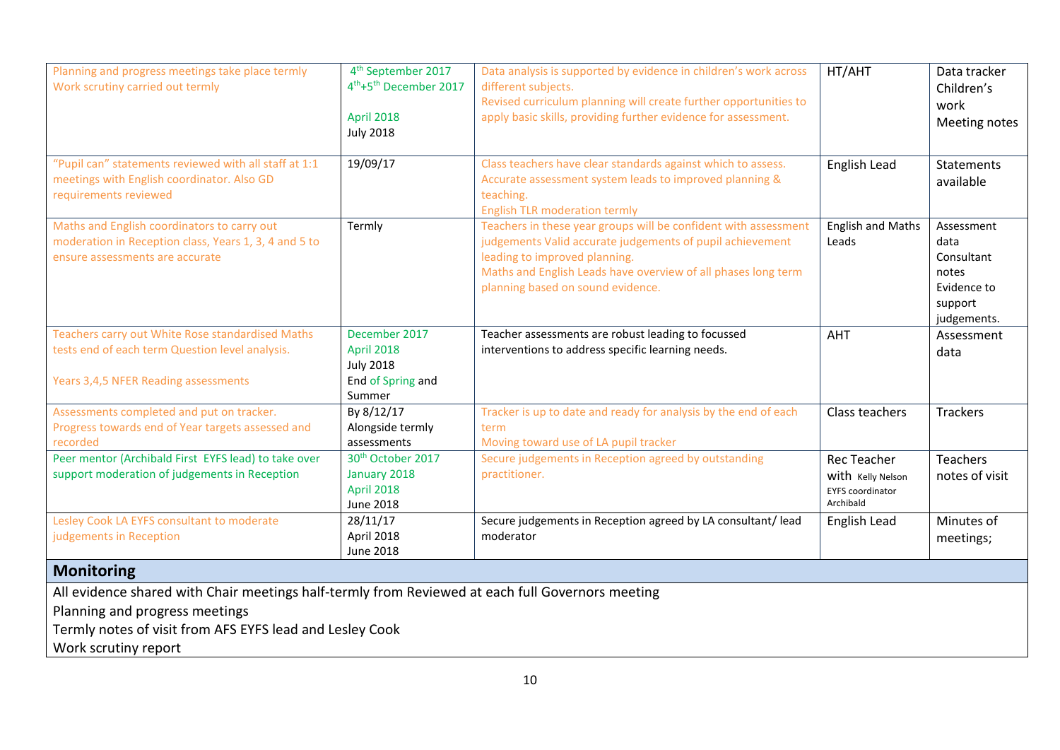| | | | | |
|---|---|---|---|---|
| Planning and progress meetings take place termly<br>Work scrutiny carried out termly | 4th September 2017<br>4th+5th December 2017<br><br>April 2018<br>July 2018 | Data analysis is supported by evidence in children's work across different subjects.<br>Revised curriculum planning will create further opportunities to apply basic skills, providing further evidence for assessment. | HT/AHT | Data tracker<br>Children's work<br>Meeting notes |
| "Pupil can" statements reviewed with all staff at 1:1 meetings with English coordinator. Also GD requirements reviewed | 19/09/17 | Class teachers have clear standards against which to assess. Accurate assessment system leads to improved planning & teaching.<br>English TLR moderation termly | English Lead | Statements available |
| Maths and English coordinators to carry out moderation in Reception class, Years 1, 3, 4 and 5 to ensure assessments are accurate | Termly | Teachers in these year groups will be confident with assessment judgements Valid accurate judgements of pupil achievement leading to improved planning.<br>Maths and English Leads have overview of all phases long term planning based on sound evidence. | English and Maths Leads | Assessment data<br>Consultant notes<br>Evidence to support judgements. |
| Teachers carry out White Rose standardised Maths tests end of each term Question level analysis.<br><br>Years 3,4,5 NFER Reading assessments | December 2017<br>April 2018<br>July 2018<br>End of Spring and Summer | Teacher assessments are robust leading to focussed interventions to address specific learning needs. | AHT | Assessment data |
| Assessments completed and put on tracker.<br>Progress towards end of Year targets assessed and recorded | By 8/12/17<br>Alongside termly assessments | Tracker is up to date and ready for analysis by the end of each term<br>Moving toward use of LA pupil tracker | Class teachers | Trackers |
| Peer mentor (Archibald First EYFS lead) to take over support moderation of judgements in Reception | 30th October 2017<br>January 2018<br>April 2018<br>June 2018 | Secure judgements in Reception agreed by outstanding practitioner. | Rec Teacher with Kelly Nelson EYFS coordinator Archibald | Teachers notes of visit |
| Lesley Cook LA EYFS consultant to moderate judgements in Reception | 28/11/17<br>April 2018<br>June 2018 | Secure judgements in Reception agreed by LA consultant/ lead moderator | English Lead | Minutes of meetings; |

## Monitoring

All evidence shared with Chair meetings half-termly from Reviewed at each full Governors meeting
Planning and progress meetings
Termly notes of visit from AFS EYFS lead and Lesley Cook
Work scrutiny report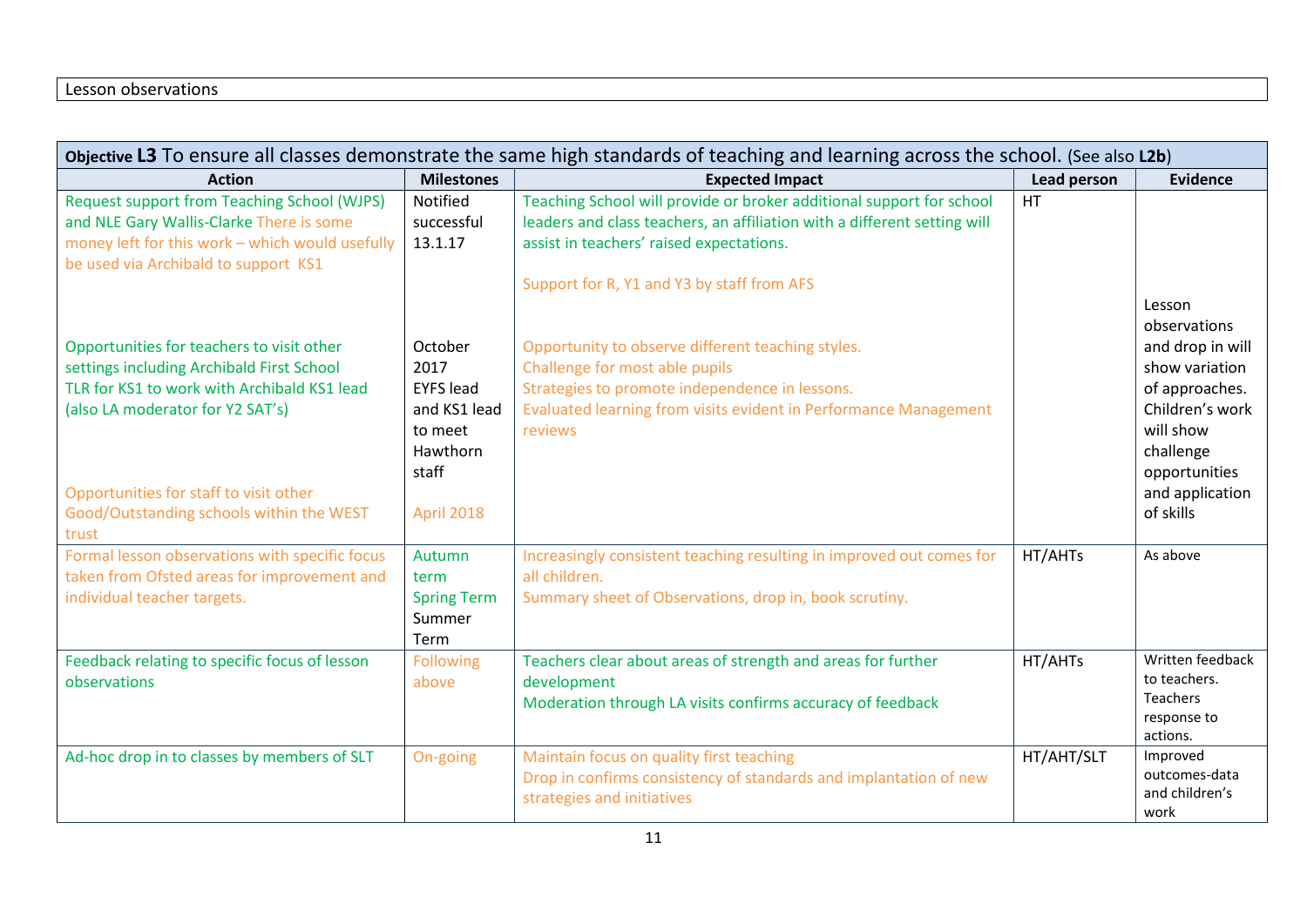Lesson observations

| **Objective L3** To ensure all classes demonstrate the same high standards of teaching and learning across the school. (See also **L2b**) | | | | |
|---|---|---|---|---|
| **Action** | **Milestones** | **Expected Impact** | **Lead person** | **Evidence** |
| Request support from Teaching School (WJPS) and NLE Gary Wallis-Clarke There is some money left for this work – which would usefully be used via Archibald to support KS1<br><br>Opportunities for teachers to visit other settings including Archibald First School<br>TLR for KS1 to work with Archibald KS1 lead (also LA moderator for Y2 SAT's)<br><br>Opportunities for staff to visit other Good/Outstanding schools within the WEST trust | Notified successful 13.1.17<br><br>October 2017<br>EYFS lead and KS1 lead to meet Hawthorn staff<br><br>April 2018 | Teaching School will provide or broker additional support for school leaders and class teachers, an affiliation with a different setting will assist in teachers' raised expectations.<br><br>Support for R, Y1 and Y3 by staff from AFS<br><br>Opportunity to observe different teaching styles.<br>Challenge for most able pupils<br>Strategies to promote independence in lessons.<br>Evaluated learning from visits evident in Performance Management reviews | HT | Lesson observations and drop in will show variation of approaches. Children's work will show challenge opportunities and application of skills |
| Formal lesson observations with specific focus taken from Ofsted areas for improvement and individual teacher targets. | Autumn term<br>Spring Term<br>Summer Term | Increasingly consistent teaching resulting in improved out comes for all children.<br>Summary sheet of Observations, drop in, book scrutiny. | HT/AHTs | As above |
| Feedback relating to specific focus of lesson observations | Following above | Teachers clear about areas of strength and areas for further development<br>Moderation through LA visits confirms accuracy of feedback | HT/AHTs | Written feedback to teachers. Teachers response to actions. |
| Ad-hoc drop in to classes by members of SLT | On-going | Maintain focus on quality first teaching<br>Drop in confirms consistency of standards and implantation of new strategies and initiatives | HT/AHT/SLT | Improved outcomes-data and children's work |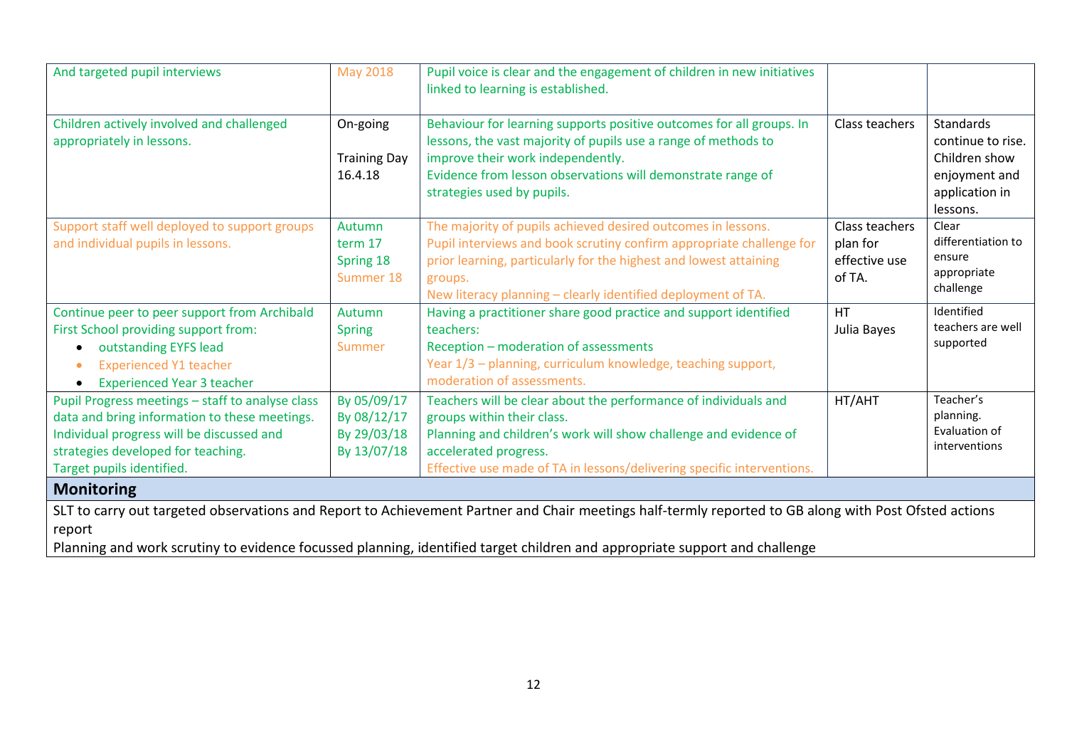| | | | | |
|---|---|---|---|---|
| And targeted pupil interviews | May 2018 | Pupil voice is clear and the engagement of children in new initiatives linked to learning is established. | | |
| Children actively involved and challenged appropriately in lessons. | On-going<br><br>Training Day 16.4.18 | Behaviour for learning supports positive outcomes for all groups. In lessons, the vast majority of pupils use a range of methods to improve their work independently.<br>Evidence from lesson observations will demonstrate range of strategies used by pupils. | Class teachers | Standards continue to rise. Children show enjoyment and application in lessons. |
| Support staff well deployed to support groups and individual pupils in lessons. | Autumn term 17<br>Spring 18<br>Summer 18 | The majority of pupils achieved desired outcomes in lessons.<br>Pupil interviews and book scrutiny confirm appropriate challenge for prior learning, particularly for the highest and lowest attaining groups.<br>New literacy planning – clearly identified deployment of TA. | Class teachers plan for effective use of TA. | Clear differentiation to ensure appropriate challenge |
| Continue peer to peer support from Archibald First School providing support from:<br>• outstanding EYFS lead<br>• Experienced Y1 teacher<br>• Experienced Year 3 teacher | Autumn<br>Spring<br>Summer | Having a practitioner share good practice and support identified teachers:<br>Reception – moderation of assessments<br>Year 1/3 – planning, curriculum knowledge, teaching support, moderation of assessments. | HT<br>Julia Bayes | Identified teachers are well supported |
| Pupil Progress meetings – staff to analyse class data and bring information to these meetings. Individual progress will be discussed and strategies developed for teaching.<br>Target pupils identified. | By 05/09/17<br>By 08/12/17<br>By 29/03/18<br>By 13/07/18 | Teachers will be clear about the performance of individuals and groups within their class.<br>Planning and children's work will show challenge and evidence of accelerated progress.<br>Effective use made of TA in lessons/delivering specific interventions. | HT/AHT | Teacher's planning.<br>Evaluation of interventions |

**Monitoring**

SLT to carry out targeted observations and Report to Achievement Partner and Chair meetings half-termly reported to GB along with Post Ofsted actions report

Planning and work scrutiny to evidence focussed planning, identified target children and appropriate support and challenge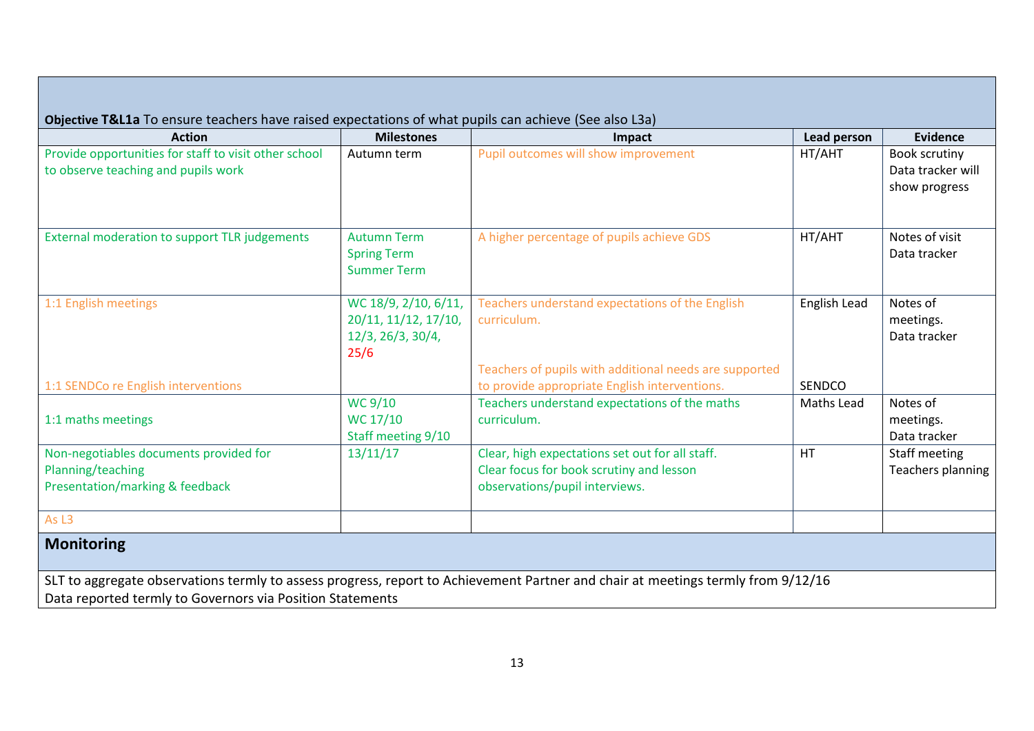**Objective T&L1a** To ensure teachers have raised expectations of what pupils can achieve (See also L3a)

| Action | Milestones | Impact | Lead person | Evidence |
|---|---|---|---|---|
| Provide opportunities for staff to visit other school to observe teaching and pupils work | Autumn term | Pupil outcomes will show improvement | HT/AHT | Book scrutiny<br>Data tracker will show progress |
| External moderation to support TLR judgements | Autumn Term<br>Spring Term<br>Summer Term | A higher percentage of pupils achieve GDS | HT/AHT | Notes of visit<br>Data tracker |
| 1:1 English meetings<br><br>1:1 SENDCo re English interventions | WC 18/9, 2/10, 6/11, 20/11, 11/12, 17/10, 12/3, 26/3, 30/4, 25/6 | Teachers understand expectations of the English curriculum.<br><br>Teachers of pupils with additional needs are supported to provide appropriate English interventions. | English Lead<br><br>SENDCO | Notes of meetings.<br>Data tracker |
| 1:1 maths meetings | WC 9/10<br>WC 17/10<br>Staff meeting 9/10 | Teachers understand expectations of the maths curriculum. | Maths Lead | Notes of meetings.<br>Data tracker |
| Non-negotiables documents provided for Planning/teaching<br>Presentation/marking & feedback | 13/11/17 | Clear, high expectations set out for all staff.<br>Clear focus for book scrutiny and lesson observations/pupil interviews. | HT | Staff meeting<br>Teachers planning |
| As L3 | | | | |

## Monitoring

SLT to aggregate observations termly to assess progress, report to Achievement Partner and chair at meetings termly from 9/12/16
Data reported termly to Governors via Position Statements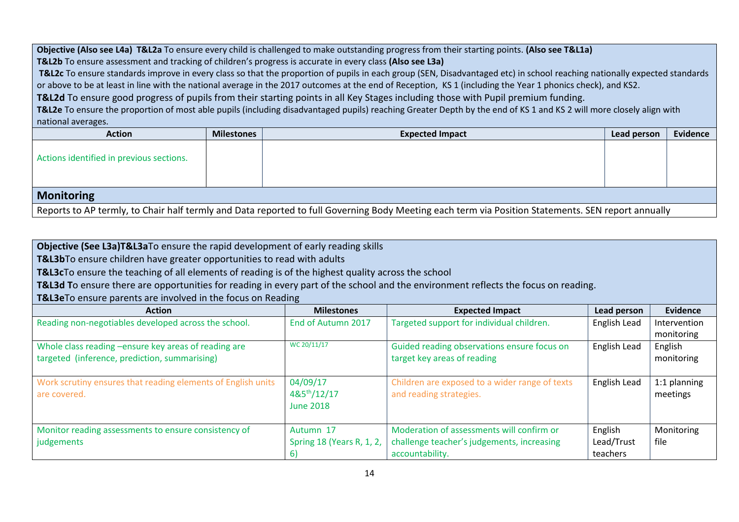| **Objective (Also see L4a) T&L2a** To ensure every child is challenged to make outstanding progress from their starting points. **(Also see T&L1a)**<br>**T&L2b** To ensure assessment and tracking of children's progress is accurate in every class **(Also see L3a)**<br>**T&L2c** To ensure standards improve in every class so that the proportion of pupils in each group (SEN, Disadvantaged etc) in school reaching nationally expected standards or above to be at least in line with the national average in the 2017 outcomes at the end of Reception, KS 1 (including the Year 1 phonics check), and KS2.<br>**T&L2d** To ensure good progress of pupils from their starting points in all Key Stages including those with Pupil premium funding.<br>**T&L2e** To ensure the proportion of most able pupils (including disadvantaged pupils) reaching Greater Depth by the end of KS 1 and KS 2 will more closely align with national averages. | | | | |
|---|---|---|---|---|
| **Action** | **Milestones** | **Expected Impact** | **Lead person** | **Evidence** |
| Actions identified in previous sections. | | | | |
| **Monitoring** | | | | |
| Reports to AP termly, to Chair half termly and Data reported to full Governing Body Meeting each term via Position Statements. SEN report annually | | | | |

| **Objective (See L3a)T&L3a**To ensure the rapid development of early reading skills<br>**T&L3b**To ensure children have greater opportunities to read with adults<br>**T&L3c**To ensure the teaching of all elements of reading is of the highest quality across the school<br>**T&L3d T**o ensure there are opportunities for reading in every part of the school and the environment reflects the focus on reading.<br>**T&L3e**To ensure parents are involved in the focus on Reading | | | | |
|---|---|---|---|---|
| **Action** | **Milestones** | **Expected Impact** | **Lead person** | **Evidence** |
| Reading non-negotiables developed across the school. | End of Autumn 2017 | Targeted support for individual children. | English Lead | Intervention monitoring |
| Whole class reading –ensure key areas of reading are targeted (inference, prediction, summarising) | WC 20/11/17 | Guided reading observations ensure focus on target key areas of reading | English Lead | English monitoring |
| Work scrutiny ensures that reading elements of English units are covered. | 04/09/17<br>4&5th/12/17<br>June 2018 | Children are exposed to a wider range of texts and reading strategies. | English Lead | 1:1 planning meetings |
| Monitor reading assessments to ensure consistency of judgements | Autumn 17<br>Spring 18 (Years R, 1, 2, 6) | Moderation of assessments will confirm or challenge teacher's judgements, increasing accountability. | English Lead/Trust teachers | Monitoring file |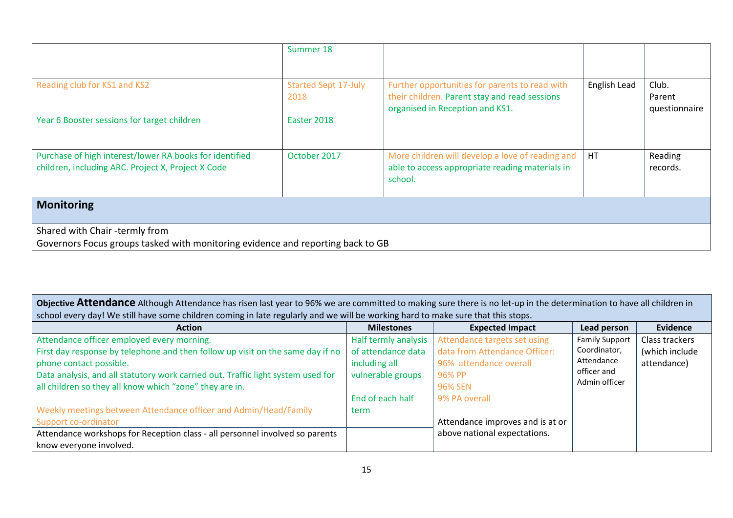| | | | | |
|---|---|---|---|---|
| | Summer 18 | | | |
| Reading club for KS1 and KS2<br><br>Year 6 Booster sessions for target children | Started Sept 17-July 2018<br><br>Easter 2018 | Further opportunities for parents to read with their children. Parent stay and read sessions organised in Reception and KS1. | English Lead | Club.<br>Parent questionnaire |
| Purchase of high interest/lower RA books for identified children, including ARC. Project X, Project X Code | October 2017 | More children will develop a love of reading and able to access appropriate reading materials in school. | HT | Reading records. |

## Monitoring

Shared with Chair -termly from
Governors Focus groups tasked with monitoring evidence and reporting back to GB

**Objective Attendance** Although Attendance has risen last year to 96% we are committed to making sure there is no let-up in the determination to have all children in school every day! We still have some children coming in late regularly and we will be working hard to make sure that this stops.

| Action | Milestones | Expected Impact | Lead person | Evidence |
|---|---|---|---|---|
| Attendance officer employed every morning.<br>First day response by telephone and then follow up visit on the same day if no phone contact possible.<br>Data analysis, and all statutory work carried out. Traffic light system used for all children so they all know which "zone" they are in.<br><br>Weekly meetings between Attendance officer and Admin/Head/Family Support co-ordinator | Half termly analysis of attendance data including all vulnerable groups<br><br>End of each half term | Attendance targets set using data from Attendance Officer:<br>96% attendance overall<br>96% PP<br>96% SEN<br>9% PA overall<br><br>Attendance improves and is at or above national expectations. | Family Support Coordinator, Attendance officer and Admin officer | Class trackers (which include attendance) |
| Attendance workshops for Reception class - all personnel involved so parents know everyone involved. | | | | |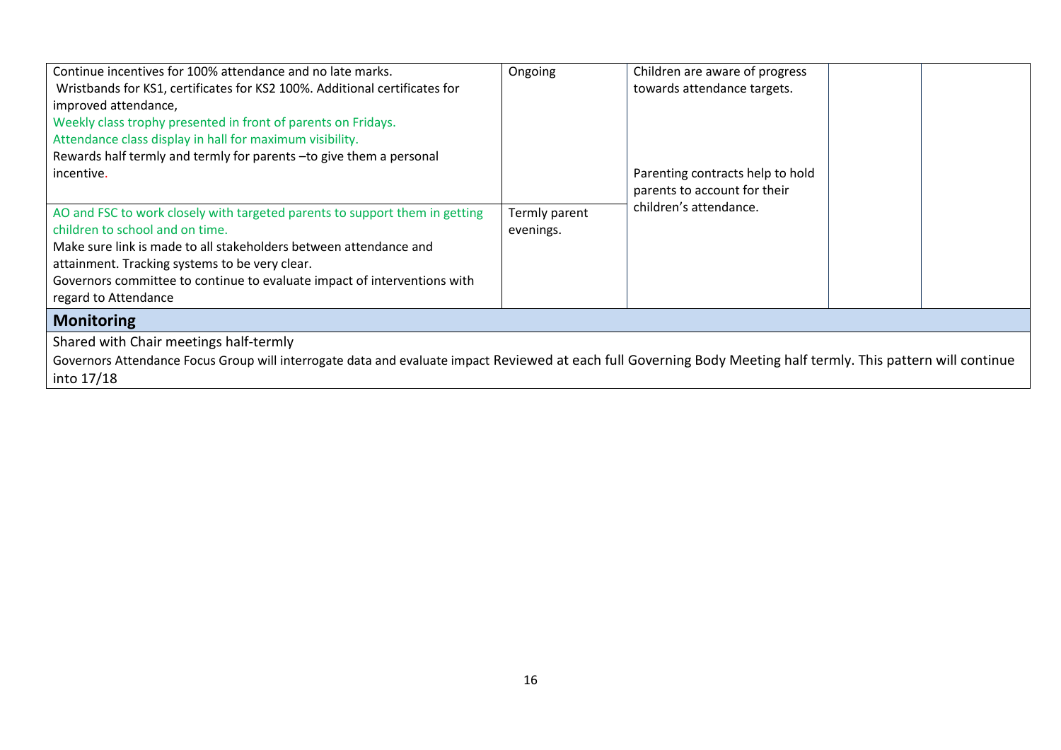| | | | | |
|---|---|---|---|---|
| Continue incentives for 100% attendance and no late marks.<br>Wristbands for KS1, certificates for KS2 100%. Additional certificates for improved attendance,<br>Weekly class trophy presented in front of parents on Fridays.<br>Attendance class display in hall for maximum visibility.<br>Rewards half termly and termly for parents –to give them a personal incentive. | Ongoing | Children are aware of progress towards attendance targets.<br><br>Parenting contracts help to hold parents to account for their children's attendance. | | |
| AO and FSC to work closely with targeted parents to support them in getting children to school and on time.<br>Make sure link is made to all stakeholders between attendance and attainment. Tracking systems to be very clear.<br>Governors committee to continue to evaluate impact of interventions with regard to Attendance | Termly parent evenings. | | | |

## Monitoring

Shared with Chair meetings half-termly

Governors Attendance Focus Group will interrogate data and evaluate impact Reviewed at each full Governing Body Meeting half termly. This pattern will continue into 17/18